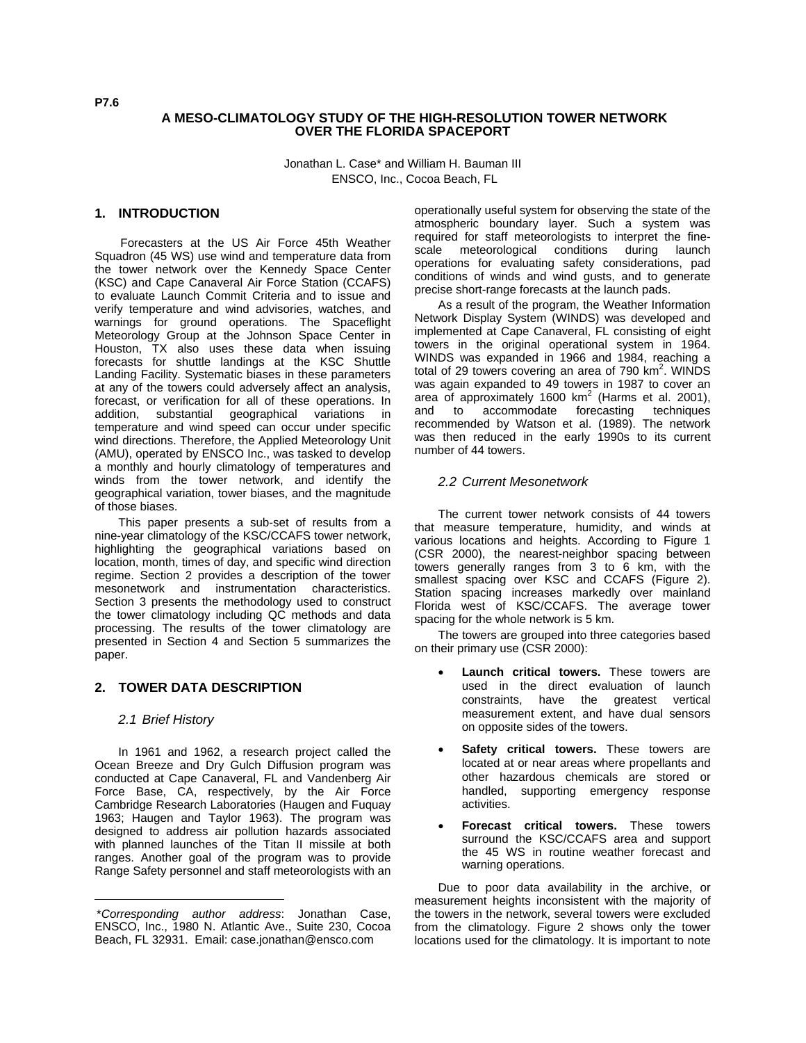P7.6

# A MESO-CLIMATOLOGY STUDY OF THE HIGH-RESOLUTION TOWER NETWORK OVER THE FLORIDA SPACEPORT

Jonathan L. Case* and William H. Bauman III
ENSCO, Inc., Cocoa Beach, FL

## 1. INTRODUCTION

Forecasters at the US Air Force 45th Weather Squadron (45 WS) use wind and temperature data from the tower network over the Kennedy Space Center (KSC) and Cape Canaveral Air Force Station (CCAFS) to evaluate Launch Commit Criteria and to issue and verify temperature and wind advisories, watches, and warnings for ground operations. The Spaceflight Meteorology Group at the Johnson Space Center in Houston, TX also uses these data when issuing forecasts for shuttle landings at the KSC Shuttle Landing Facility. Systematic biases in these parameters at any of the towers could adversely affect an analysis, forecast, or verification for all of these operations. In addition, substantial geographical variations in temperature and wind speed can occur under specific wind directions. Therefore, the Applied Meteorology Unit (AMU), operated by ENSCO Inc., was tasked to develop a monthly and hourly climatology of temperatures and winds from the tower network, and identify the geographical variation, tower biases, and the magnitude of those biases.

This paper presents a sub-set of results from a nine-year climatology of the KSC/CCAFS tower network, highlighting the geographical variations based on location, month, times of day, and specific wind direction regime. Section 2 provides a description of the tower mesonetwork and instrumentation characteristics. Section 3 presents the methodology used to construct the tower climatology including QC methods and data processing. The results of the tower climatology are presented in Section 4 and Section 5 summarizes the paper.

## 2. TOWER DATA DESCRIPTION

### 2.1 Brief History

In 1961 and 1962, a research project called the Ocean Breeze and Dry Gulch Diffusion program was conducted at Cape Canaveral, FL and Vandenberg Air Force Base, CA, respectively, by the Air Force Cambridge Research Laboratories (Haugen and Fuquay 1963; Haugen and Taylor 1963). The program was designed to address air pollution hazards associated with planned launches of the Titan II missile at both ranges. Another goal of the program was to provide Range Safety personnel and staff meteorologists with an operationally useful system for observing the state of the atmospheric boundary layer. Such a system was required for staff meteorologists to interpret the fine-scale meteorological conditions during launch operations for evaluating safety considerations, pad conditions of winds and wind gusts, and to generate precise short-range forecasts at the launch pads.

As a result of the program, the Weather Information Network Display System (WINDS) was developed and implemented at Cape Canaveral, FL consisting of eight towers in the original operational system in 1964. WINDS was expanded in 1966 and 1984, reaching a total of 29 towers covering an area of 790 km$^2$. WINDS was again expanded to 49 towers in 1987 to cover an area of approximately 1600 km$^2$ (Harms et al. 2001), and to accommodate forecasting techniques recommended by Watson et al. (1989). The network was then reduced in the early 1990s to its current number of 44 towers.

### 2.2 Current Mesonetwork

The current tower network consists of 44 towers that measure temperature, humidity, and winds at various locations and heights. According to Figure 1 (CSR 2000), the nearest-neighbor spacing between towers generally ranges from 3 to 6 km, with the smallest spacing over KSC and CCAFS (Figure 2). Station spacing increases markedly over mainland Florida west of KSC/CCAFS. The average tower spacing for the whole network is 5 km.

The towers are grouped into three categories based on their primary use (CSR 2000):

- **Launch critical towers.** These towers are used in the direct evaluation of launch constraints, have the greatest vertical measurement extent, and have dual sensors on opposite sides of the towers.
- **Safety critical towers.** These towers are located at or near areas where propellants and other hazardous chemicals are stored or handled, supporting emergency response activities.
- **Forecast critical towers.** These towers surround the KSC/CCAFS area and support the 45 WS in routine weather forecast and warning operations.

Due to poor data availability in the archive, or measurement heights inconsistent with the majority of the towers in the network, several towers were excluded from the climatology. Figure 2 shows only the tower locations used for the climatology. It is important to note

*Corresponding author address*: Jonathan Case, ENSCO, Inc., 1980 N. Atlantic Ave., Suite 230, Cocoa Beach, FL 32931. Email: case.jonathan@ensco.com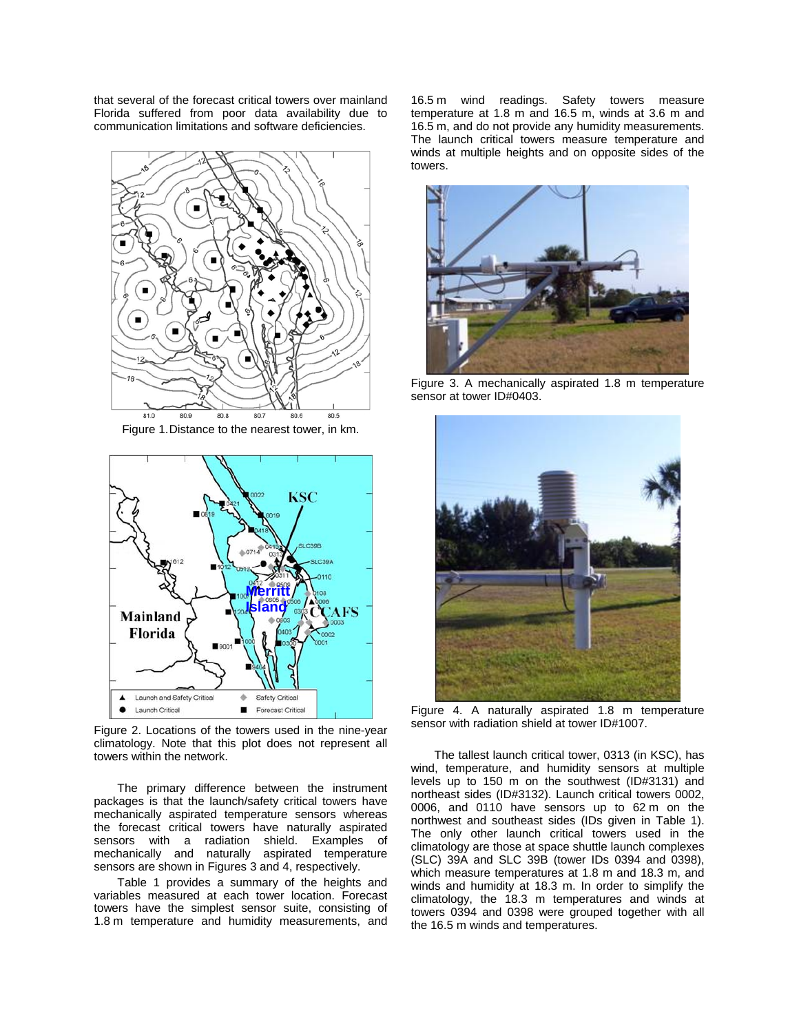that several of the forecast critical towers over mainland Florida suffered from poor data availability due to communication limitations and software deficiencies.

Figure 1. Distance to the nearest tower, in km.

Figure 2. Locations of the towers used in the nine-year climatology. Note that this plot does not represent all towers within the network.

The primary difference between the instrument packages is that the launch/safety critical towers have mechanically aspirated temperature sensors whereas the forecast critical towers have naturally aspirated sensors with a radiation shield. Examples of mechanically and naturally aspirated temperature sensors are shown in Figures 3 and 4, respectively.

Table 1 provides a summary of the heights and variables measured at each tower location. Forecast towers have the simplest sensor suite, consisting of 1.8 m temperature and humidity measurements, and 16.5 m wind readings. Safety towers measure temperature at 1.8 m and 16.5 m, winds at 3.6 m and 16.5 m, and do not provide any humidity measurements. The launch critical towers measure temperature and winds at multiple heights and on opposite sides of the towers.

Figure 3. A mechanically aspirated 1.8 m temperature sensor at tower ID#0403.

Figure 4. A naturally aspirated 1.8 m temperature sensor with radiation shield at tower ID#1007.

The tallest launch critical tower, 0313 (in KSC), has wind, temperature, and humidity sensors at multiple levels up to 150 m on the southwest (ID#3131) and northeast sides (ID#3132). Launch critical towers 0002, 0006, and 0110 have sensors up to 62 m on the northwest and southeast sides (IDs given in Table 1). The only other launch critical towers used in the climatology are those at space shuttle launch complexes (SLC) 39A and SLC 39B (tower IDs 0394 and 0398), which measure temperatures at 1.8 m and 18.3 m, and winds and humidity at 18.3 m. In order to simplify the climatology, the 18.3 m temperatures and winds at towers 0394 and 0398 were grouped together with all the 16.5 m winds and temperatures.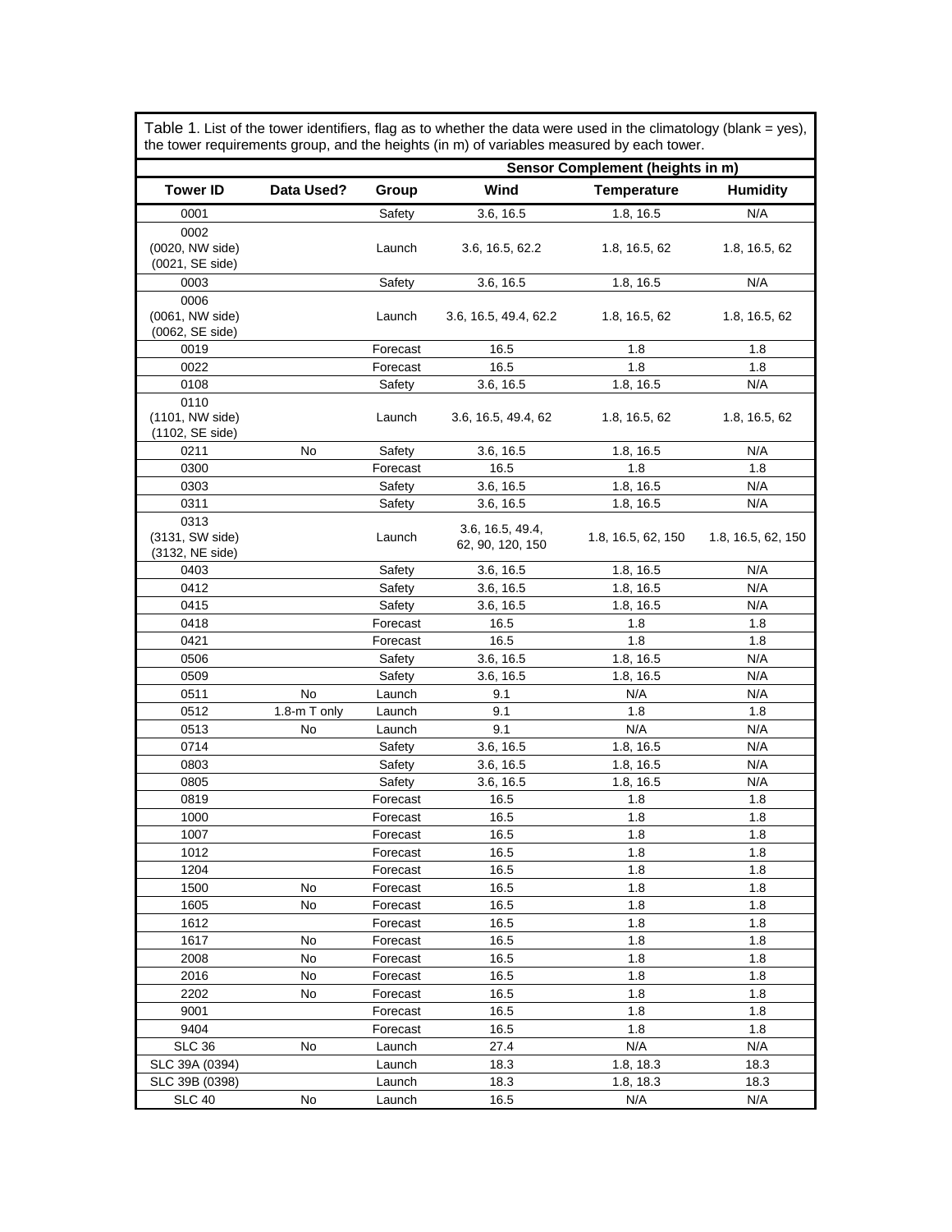Table 1. List of the tower identifiers, flag as to whether the data were used in the climatology (blank = yes), the tower requirements group, and the heights (in m) of variables measured by each tower.

| | | | Sensor Complement (heights in m) | | |
|---|---|---|---|---|---|
| **Tower ID** | **Data Used?** | **Group** | **Wind** | **Temperature** | **Humidity** |
| 0001 | | Safety | 3.6, 16.5 | 1.8, 16.5 | N/A |
| 0002 (0020, NW side) (0021, SE side) | | Launch | 3.6, 16.5, 62.2 | 1.8, 16.5, 62 | 1.8, 16.5, 62 |
| 0003 | | Safety | 3.6, 16.5 | 1.8, 16.5 | N/A |
| 0006 (0061, NW side) (0062, SE side) | | Launch | 3.6, 16.5, 49.4, 62.2 | 1.8, 16.5, 62 | 1.8, 16.5, 62 |
| 0019 | | Forecast | 16.5 | 1.8 | 1.8 |
| 0022 | | Forecast | 16.5 | 1.8 | 1.8 |
| 0108 | | Safety | 3.6, 16.5 | 1.8, 16.5 | N/A |
| 0110 (1101, NW side) (1102, SE side) | | Launch | 3.6, 16.5, 49.4, 62 | 1.8, 16.5, 62 | 1.8, 16.5, 62 |
| 0211 | No | Safety | 3.6, 16.5 | 1.8, 16.5 | N/A |
| 0300 | | Forecast | 16.5 | 1.8 | 1.8 |
| 0303 | | Safety | 3.6, 16.5 | 1.8, 16.5 | N/A |
| 0311 | | Safety | 3.6, 16.5 | 1.8, 16.5 | N/A |
| 0313 (3131, SW side) (3132, NE side) | | Launch | 3.6, 16.5, 49.4, 62, 90, 120, 150 | 1.8, 16.5, 62, 150 | 1.8, 16.5, 62, 150 |
| 0403 | | Safety | 3.6, 16.5 | 1.8, 16.5 | N/A |
| 0412 | | Safety | 3.6, 16.5 | 1.8, 16.5 | N/A |
| 0415 | | Safety | 3.6, 16.5 | 1.8, 16.5 | N/A |
| 0418 | | Forecast | 16.5 | 1.8 | 1.8 |
| 0421 | | Forecast | 16.5 | 1.8 | 1.8 |
| 0506 | | Safety | 3.6, 16.5 | 1.8, 16.5 | N/A |
| 0509 | | Safety | 3.6, 16.5 | 1.8, 16.5 | N/A |
| 0511 | No | Launch | 9.1 | N/A | N/A |
| 0512 | 1.8-m T only | Launch | 9.1 | 1.8 | 1.8 |
| 0513 | No | Launch | 9.1 | N/A | N/A |
| 0714 | | Safety | 3.6, 16.5 | 1.8, 16.5 | N/A |
| 0803 | | Safety | 3.6, 16.5 | 1.8, 16.5 | N/A |
| 0805 | | Safety | 3.6, 16.5 | 1.8, 16.5 | N/A |
| 0819 | | Forecast | 16.5 | 1.8 | 1.8 |
| 1000 | | Forecast | 16.5 | 1.8 | 1.8 |
| 1007 | | Forecast | 16.5 | 1.8 | 1.8 |
| 1012 | | Forecast | 16.5 | 1.8 | 1.8 |
| 1204 | | Forecast | 16.5 | 1.8 | 1.8 |
| 1500 | No | Forecast | 16.5 | 1.8 | 1.8 |
| 1605 | No | Forecast | 16.5 | 1.8 | 1.8 |
| 1612 | | Forecast | 16.5 | 1.8 | 1.8 |
| 1617 | No | Forecast | 16.5 | 1.8 | 1.8 |
| 2008 | No | Forecast | 16.5 | 1.8 | 1.8 |
| 2016 | No | Forecast | 16.5 | 1.8 | 1.8 |
| 2202 | No | Forecast | 16.5 | 1.8 | 1.8 |
| 9001 | | Forecast | 16.5 | 1.8 | 1.8 |
| 9404 | | Forecast | 16.5 | 1.8 | 1.8 |
| SLC 36 | No | Launch | 27.4 | N/A | N/A |
| SLC 39A (0394) | | Launch | 18.3 | 1.8, 18.3 | 18.3 |
| SLC 39B (0398) | | Launch | 18.3 | 1.8, 18.3 | 18.3 |
| SLC 40 | No | Launch | 16.5 | N/A | N/A |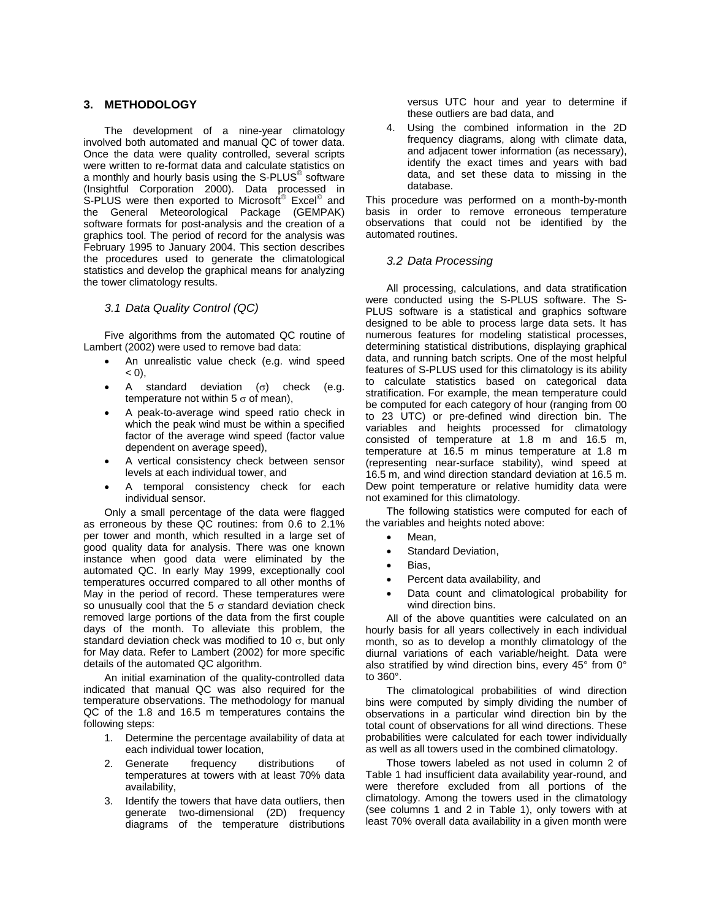## 3. METHODOLOGY

The development of a nine-year climatology involved both automated and manual QC of tower data. Once the data were quality controlled, several scripts were written to re-format data and calculate statistics on a monthly and hourly basis using the S-PLUS® software (Insightful Corporation 2000). Data processed in S-PLUS were then exported to Microsoft® Excel© and the General Meteorological Package (GEMPAK) software formats for post-analysis and the creation of a graphics tool. The period of record for the analysis was February 1995 to January 2004. This section describes the procedures used to generate the climatological statistics and develop the graphical means for analyzing the tower climatology results.

### *3.1 Data Quality Control (QC)*

Five algorithms from the automated QC routine of Lambert (2002) were used to remove bad data:

- An unrealistic value check (e.g. wind speed < 0),
- A standard deviation ($\sigma$) check (e.g. temperature not within 5 $\sigma$ of mean),
- A peak-to-average wind speed ratio check in which the peak wind must be within a specified factor of the average wind speed (factor value dependent on average speed),
- A vertical consistency check between sensor levels at each individual tower, and
- A temporal consistency check for each individual sensor.

Only a small percentage of the data were flagged as erroneous by these QC routines: from 0.6 to 2.1% per tower and month, which resulted in a large set of good quality data for analysis. There was one known instance when good data were eliminated by the automated QC. In early May 1999, exceptionally cool temperatures occurred compared to all other months of May in the period of record. These temperatures were so unusually cool that the 5 $\sigma$ standard deviation check removed large portions of the data from the first couple days of the month. To alleviate this problem, the standard deviation check was modified to 10 $\sigma$, but only for May data. Refer to Lambert (2002) for more specific details of the automated QC algorithm.

An initial examination of the quality-controlled data indicated that manual QC was also required for the temperature observations. The methodology for manual QC of the 1.8 and 16.5 m temperatures contains the following steps:

1. Determine the percentage availability of data at each individual tower location,
2. Generate frequency distributions of temperatures at towers with at least 70% data availability,
3. Identify the towers that have data outliers, then generate two-dimensional (2D) frequency diagrams of the temperature distributions versus UTC hour and year to determine if these outliers are bad data, and
4. Using the combined information in the 2D frequency diagrams, along with climate data, and adjacent tower information (as necessary), identify the exact times and years with bad data, and set these data to missing in the database.

This procedure was performed on a month-by-month basis in order to remove erroneous temperature observations that could not be identified by the automated routines.

### *3.2 Data Processing*

All processing, calculations, and data stratification were conducted using the S-PLUS software. The S-PLUS software is a statistical and graphics software designed to be able to process large data sets. It has numerous features for modeling statistical processes, determining statistical distributions, displaying graphical data, and running batch scripts. One of the most helpful features of S-PLUS used for this climatology is its ability to calculate statistics based on categorical data stratification. For example, the mean temperature could be computed for each category of hour (ranging from 00 to 23 UTC) or pre-defined wind direction bin. The variables and heights processed for climatology consisted of temperature at 1.8 m and 16.5 m, temperature at 16.5 m minus temperature at 1.8 m (representing near-surface stability), wind speed at 16.5 m, and wind direction standard deviation at 16.5 m. Dew point temperature or relative humidity data were not examined for this climatology.

The following statistics were computed for each of the variables and heights noted above:

- Mean,
- Standard Deviation,
- Bias,
- Percent data availability, and
- Data count and climatological probability for wind direction bins.

All of the above quantities were calculated on an hourly basis for all years collectively in each individual month, so as to develop a monthly climatology of the diurnal variations of each variable/height. Data were also stratified by wind direction bins, every 45° from 0° to 360°.

The climatological probabilities of wind direction bins were computed by simply dividing the number of observations in a particular wind direction bin by the total count of observations for all wind directions. These probabilities were calculated for each tower individually as well as all towers used in the combined climatology.

Those towers labeled as not used in column 2 of Table 1 had insufficient data availability year-round, and were therefore excluded from all portions of the climatology. Among the towers used in the climatology (see columns 1 and 2 in Table 1), only towers with at least 70% overall data availability in a given month were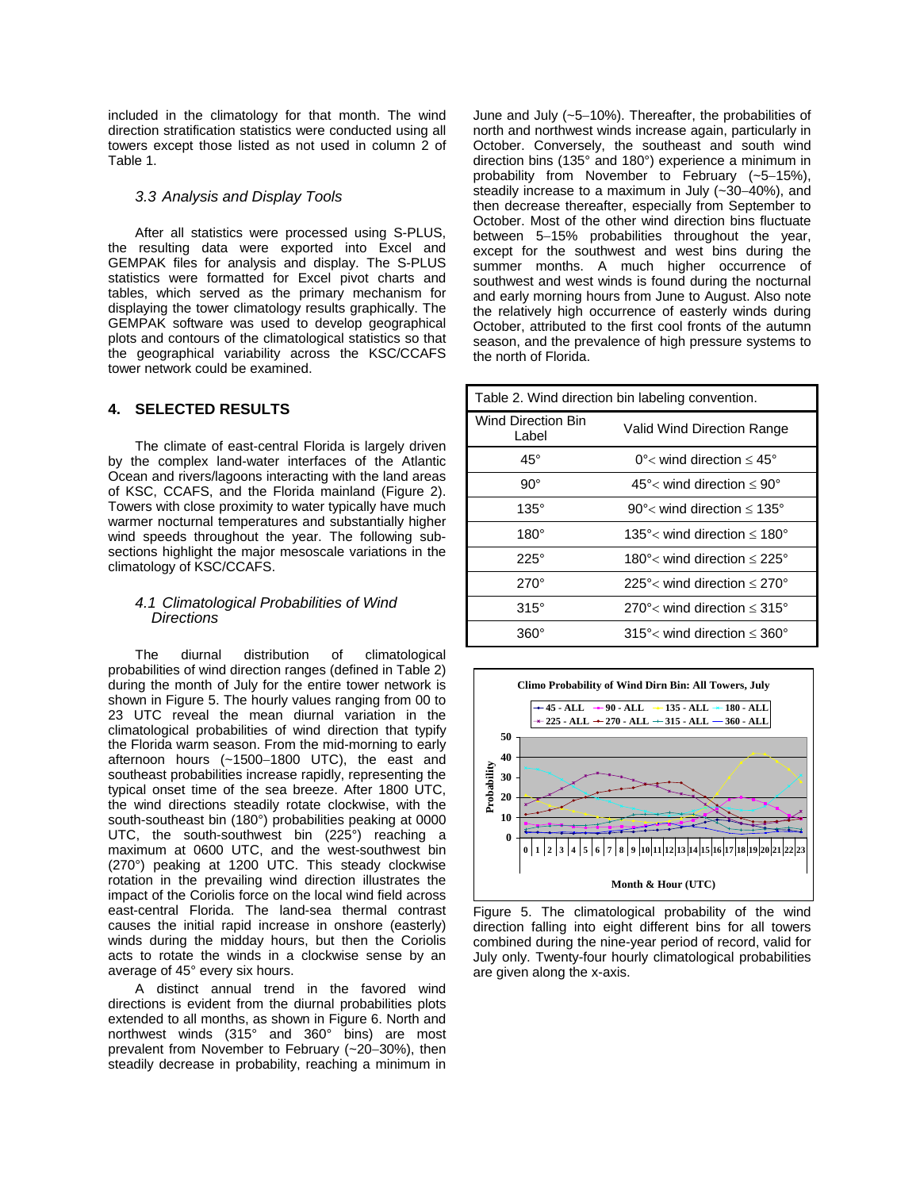included in the climatology for that month. The wind direction stratification statistics were conducted using all towers except those listed as not used in column 2 of Table 1.

### 3.3 Analysis and Display Tools

After all statistics were processed using S-PLUS, the resulting data were exported into Excel and GEMPAK files for analysis and display. The S-PLUS statistics were formatted for Excel pivot charts and tables, which served as the primary mechanism for displaying the tower climatology results graphically. The GEMPAK software was used to develop geographical plots and contours of the climatological statistics so that the geographical variability across the KSC/CCAFS tower network could be examined.

## 4. SELECTED RESULTS

The climate of east-central Florida is largely driven by the complex land-water interfaces of the Atlantic Ocean and rivers/lagoons interacting with the land areas of KSC, CCAFS, and the Florida mainland (Figure 2). Towers with close proximity to water typically have much warmer nocturnal temperatures and substantially higher wind speeds throughout the year. The following sub-sections highlight the major mesoscale variations in the climatology of KSC/CCAFS.

### 4.1 Climatological Probabilities of Wind Directions

The diurnal distribution of climatological probabilities of wind direction ranges (defined in Table 2) during the month of July for the entire tower network is shown in Figure 5. The hourly values ranging from 00 to 23 UTC reveal the mean diurnal variation in the climatological probabilities of wind direction that typify the Florida warm season. From the mid-morning to early afternoon hours (~1500–1800 UTC), the east and southeast probabilities increase rapidly, representing the typical onset time of the sea breeze. After 1800 UTC, the wind directions steadily rotate clockwise, with the south-southeast bin (180°) probabilities peaking at 0000 UTC, the south-southwest bin (225°) reaching a maximum at 0600 UTC, and the west-southwest bin (270°) peaking at 1200 UTC. This steady clockwise rotation in the prevailing wind direction illustrates the impact of the Coriolis force on the local wind field across east-central Florida. The land-sea thermal contrast causes the initial rapid increase in onshore (easterly) winds during the midday hours, but then the Coriolis acts to rotate the winds in a clockwise sense by an average of 45° every six hours.

A distinct annual trend in the favored wind directions is evident from the diurnal probabilities plots extended to all months, as shown in Figure 6. North and northwest winds (315° and 360° bins) are most prevalent from November to February (~20–30%), then steadily decrease in probability, reaching a minimum in June and July (~5–10%). Thereafter, the probabilities of north and northwest winds increase again, particularly in October. Conversely, the southeast and south wind direction bins (135° and 180°) experience a minimum in probability from November to February (~5–15%), steadily increase to a maximum in July (~30–40%), and then decrease thereafter, especially from September to October. Most of the other wind direction bins fluctuate between 5–15% probabilities throughout the year, except for the southwest and west bins during the summer months. A much higher occurrence of southwest and west winds is found during the nocturnal and early morning hours from June to August. Also note the relatively high occurrence of easterly winds during October, attributed to the first cool fronts of the autumn season, and the prevalence of high pressure systems to the north of Florida.

Table 2. Wind direction bin labeling convention.

| Wind Direction Bin Label | Valid Wind Direction Range |
|---|---|
| 45° | 0°< wind direction ≤ 45° |
| 90° | 45°< wind direction ≤ 90° |
| 135° | 90°< wind direction ≤ 135° |
| 180° | 135°< wind direction ≤ 180° |
| 225° | 180°< wind direction ≤ 225° |
| 270° | 225°< wind direction ≤ 270° |
| 315° | 270°< wind direction ≤ 315° |
| 360° | 315°< wind direction ≤ 360° |

Figure 5. The climatological probability of the wind direction falling into eight different bins for all towers combined during the nine-year period of record, valid for July only. Twenty-four hourly climatological probabilities are given along the x-axis.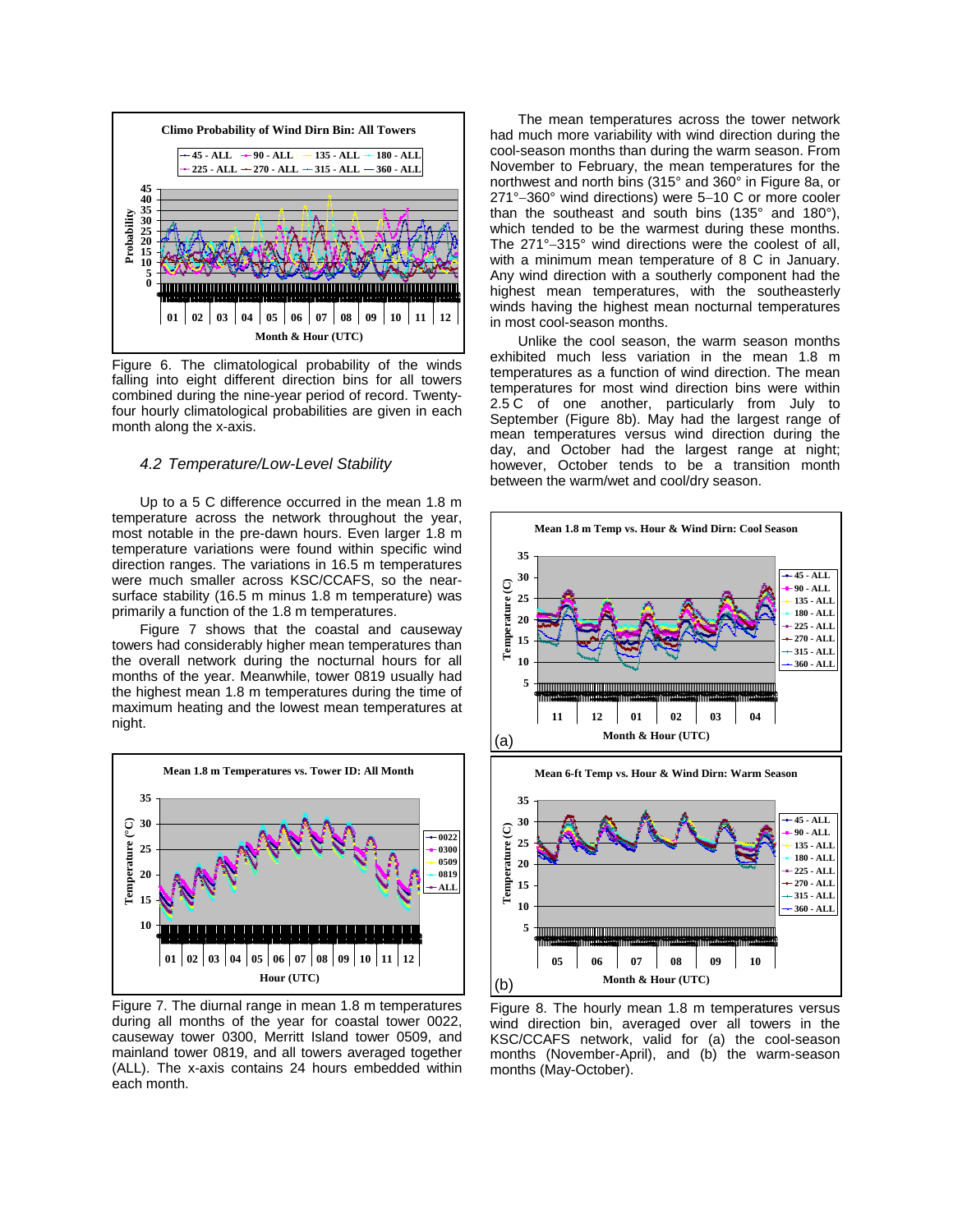Figure 6. The climatological probability of the winds falling into eight different direction bins for all towers combined during the nine-year period of record. Twenty-four hourly climatological probabilities are given in each month along the x-axis.

### *4.2 Temperature/Low-Level Stability*

Up to a 5 C difference occurred in the mean 1.8 m temperature across the network throughout the year, most notable in the pre-dawn hours. Even larger 1.8 m temperature variations were found within specific wind direction ranges. The variations in 16.5 m temperatures were much smaller across KSC/CCAFS, so the near-surface stability (16.5 m minus 1.8 m temperature) was primarily a function of the 1.8 m temperatures.

Figure 7 shows that the coastal and causeway towers had considerably higher mean temperatures than the overall network during the nocturnal hours for all months of the year. Meanwhile, tower 0819 usually had the highest mean 1.8 m temperatures during the time of maximum heating and the lowest mean temperatures at night.

Figure 7. The diurnal range in mean 1.8 m temperatures during all months of the year for coastal tower 0022, causeway tower 0300, Merritt Island tower 0509, and mainland tower 0819, and all towers averaged together (ALL). The x-axis contains 24 hours embedded within each month.

The mean temperatures across the tower network had much more variability with wind direction during the cool-season months than during the warm season. From November to February, the mean temperatures for the northwest and north bins (315° and 360° in Figure 8a, or 271°–360° wind directions) were 5–10 C or more cooler than the southeast and south bins (135° and 180°), which tended to be the warmest during these months. The 271°–315° wind directions were the coolest of all, with a minimum mean temperature of 8 C in January. Any wind direction with a southerly component had the highest mean temperatures, with the southeasterly winds having the highest mean nocturnal temperatures in most cool-season months.

Unlike the cool season, the warm season months exhibited much less variation in the mean 1.8 m temperatures as a function of wind direction. The mean temperatures for most wind direction bins were within 2.5 C of one another, particularly from July to September (Figure 8b). May had the largest range of mean temperatures versus wind direction during the day, and October had the largest range at night; however, October tends to be a transition month between the warm/wet and cool/dry season.

Figure 8. The hourly mean 1.8 m temperatures versus wind direction bin, averaged over all towers in the KSC/CCAFS network, valid for (a) the cool-season months (November-April), and (b) the warm-season months (May-October).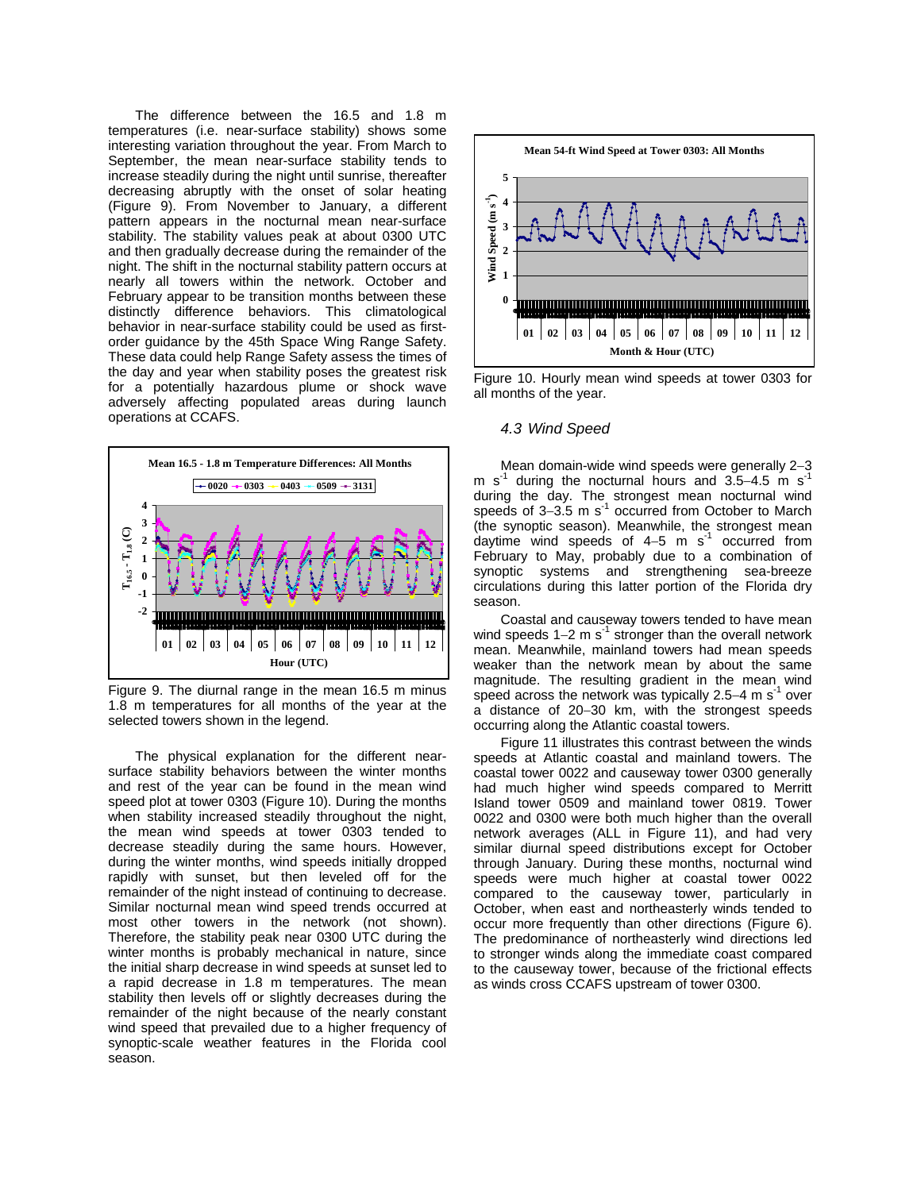The difference between the 16.5 and 1.8 m temperatures (i.e. near-surface stability) shows some interesting variation throughout the year. From March to September, the mean near-surface stability tends to increase steadily during the night until sunrise, thereafter decreasing abruptly with the onset of solar heating (Figure 9). From November to January, a different pattern appears in the nocturnal mean near-surface stability. The stability values peak at about 0300 UTC and then gradually decrease during the remainder of the night. The shift in the nocturnal stability pattern occurs at nearly all towers within the network. October and February appear to be transition months between these distinctly difference behaviors. This climatological behavior in near-surface stability could be used as first-order guidance by the 45th Space Wing Range Safety. These data could help Range Safety assess the times of the day and year when stability poses the greatest risk for a potentially hazardous plume or shock wave adversely affecting populated areas during launch operations at CCAFS.

Figure 9. The diurnal range in the mean 16.5 m minus 1.8 m temperatures for all months of the year at the selected towers shown in the legend.

The physical explanation for the different near-surface stability behaviors between the winter months and rest of the year can be found in the mean wind speed plot at tower 0303 (Figure 10). During the months when stability increased steadily throughout the night, the mean wind speeds at tower 0303 tended to decrease steadily during the same hours. However, during the winter months, wind speeds initially dropped rapidly with sunset, but then leveled off for the remainder of the night instead of continuing to decrease. Similar nocturnal mean wind speed trends occurred at most other towers in the network (not shown). Therefore, the stability peak near 0300 UTC during the winter months is probably mechanical in nature, since the initial sharp decrease in wind speeds at sunset led to a rapid decrease in 1.8 m temperatures. The mean stability then levels off or slightly decreases during the remainder of the night because of the nearly constant wind speed that prevailed due to a higher frequency of synoptic-scale weather features in the Florida cool season.

Figure 10. Hourly mean wind speeds at tower 0303 for all months of the year.

### *4.3 Wind Speed*

Mean domain-wide wind speeds were generally 2–3 m s$^{-1}$ during the nocturnal hours and 3.5–4.5 m s$^{-1}$ during the day. The strongest mean nocturnal wind speeds of 3–3.5 m s$^{-1}$ occurred from October to March (the synoptic season). Meanwhile, the strongest mean daytime wind speeds of 4–5 m s$^{-1}$ occurred from February to May, probably due to a combination of synoptic systems and strengthening sea-breeze circulations during this latter portion of the Florida dry season.

Coastal and causeway towers tended to have mean wind speeds 1–2 m s$^{-1}$ stronger than the overall network mean. Meanwhile, mainland towers had mean speeds weaker than the network mean by about the same magnitude. The resulting gradient in the mean wind speed across the network was typically 2.5–4 m s$^{-1}$ over a distance of 20–30 km, with the strongest speeds occurring along the Atlantic coastal towers.

Figure 11 illustrates this contrast between the winds speeds at Atlantic coastal and mainland towers. The coastal tower 0022 and causeway tower 0300 generally had much higher wind speeds compared to Merritt Island tower 0509 and mainland tower 0819. Tower 0022 and 0300 were both much higher than the overall network averages (ALL in Figure 11), and had very similar diurnal speed distributions except for October through January. During these months, nocturnal wind speeds were much higher at coastal tower 0022 compared to the causeway tower, particularly in October, when east and northeasterly winds tended to occur more frequently than other directions (Figure 6). The predominance of northeasterly wind directions led to stronger winds along the immediate coast compared to the causeway tower, because of the frictional effects as winds cross CCAFS upstream of tower 0300.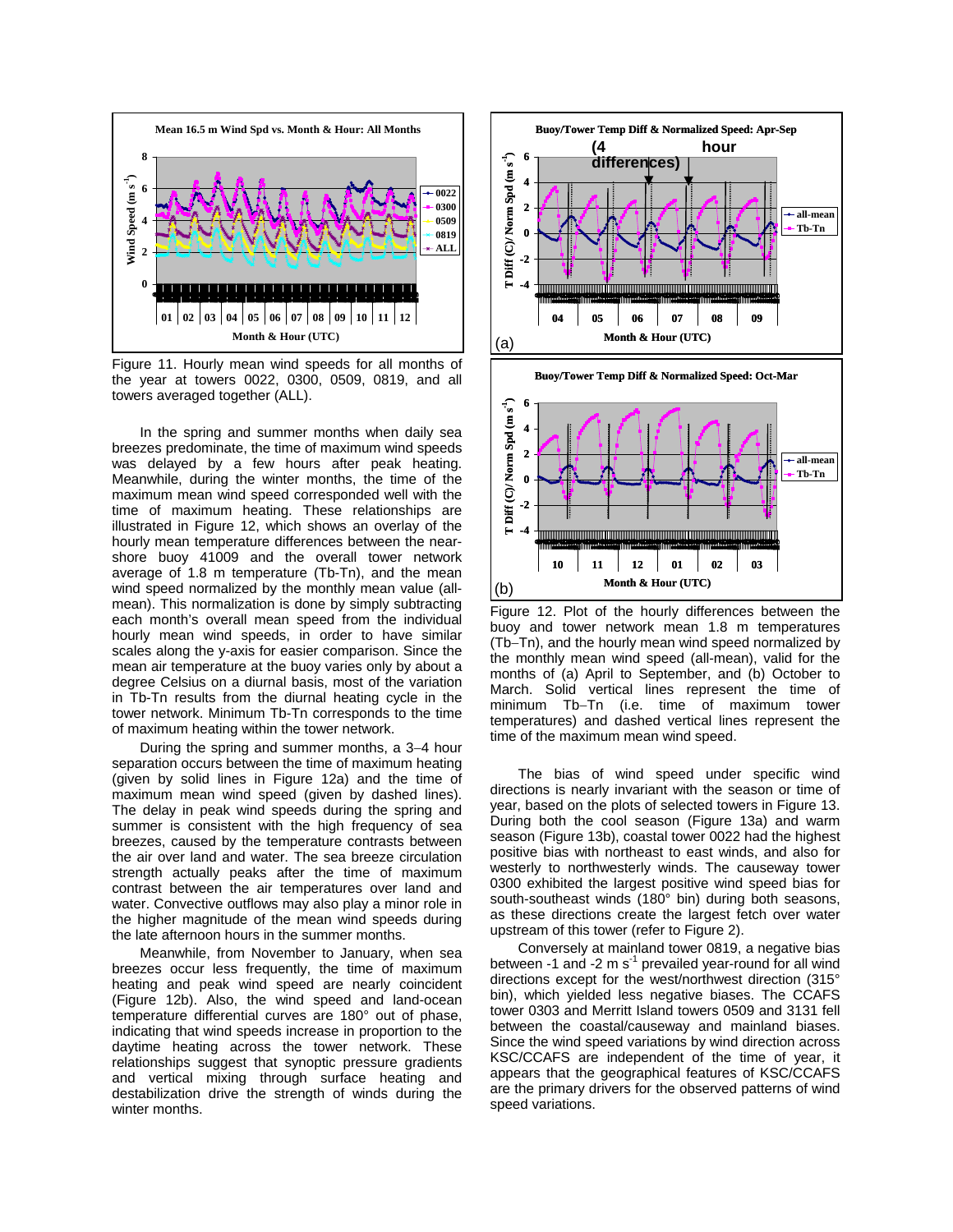Figure 11. Hourly mean wind speeds for all months of the year at towers 0022, 0300, 0509, 0819, and all towers averaged together (ALL).

In the spring and summer months when daily sea breezes predominate, the time of maximum wind speeds was delayed by a few hours after peak heating. Meanwhile, during the winter months, the time of the maximum mean wind speed corresponded well with the time of maximum heating. These relationships are illustrated in Figure 12, which shows an overlay of the hourly mean temperature differences between the near-shore buoy 41009 and the overall tower network average of 1.8 m temperature (Tb-Tn), and the mean wind speed normalized by the monthly mean value (all-mean). This normalization is done by simply subtracting each month's overall mean speed from the individual hourly mean wind speeds, in order to have similar scales along the y-axis for easier comparison. Since the mean air temperature at the buoy varies only by about a degree Celsius on a diurnal basis, most of the variation in Tb-Tn results from the diurnal heating cycle in the tower network. Minimum Tb-Tn corresponds to the time of maximum heating within the tower network.

During the spring and summer months, a 3–4 hour separation occurs between the time of maximum heating (given by solid lines in Figure 12a) and the time of maximum mean wind speed (given by dashed lines). The delay in peak wind speeds during the spring and summer is consistent with the high frequency of sea breezes, caused by the temperature contrasts between the air over land and water. The sea breeze circulation strength actually peaks after the time of maximum contrast between the air temperatures over land and water. Convective outflows may also play a minor role in the higher magnitude of the mean wind speeds during the late afternoon hours in the summer months.

Meanwhile, from November to January, when sea breezes occur less frequently, the time of maximum heating and peak wind speed are nearly coincident (Figure 12b). Also, the wind speed and land-ocean temperature differential curves are 180° out of phase, indicating that wind speeds increase in proportion to the daytime heating across the tower network. These relationships suggest that synoptic pressure gradients and vertical mixing through surface heating and destabilization drive the strength of winds during the winter months.

Figure 12. Plot of the hourly differences between the buoy and tower network mean 1.8 m temperatures (Tb–Tn), and the hourly mean wind speed normalized by the monthly mean wind speed (all-mean), valid for the months of (a) April to September, and (b) October to March. Solid vertical lines represent the time of minimum Tb–Tn (i.e. time of maximum tower temperatures) and dashed vertical lines represent the time of the maximum mean wind speed.

The bias of wind speed under specific wind directions is nearly invariant with the season or time of year, based on the plots of selected towers in Figure 13. During both the cool season (Figure 13a) and warm season (Figure 13b), coastal tower 0022 had the highest positive bias with northeast to east winds, and also for westerly to northwesterly winds. The causeway tower 0300 exhibited the largest positive wind speed bias for south-southeast winds (180° bin) during both seasons, as these directions create the largest fetch over water upstream of this tower (refer to Figure 2).

Conversely at mainland tower 0819, a negative bias between -1 and -2 m s$^{-1}$ prevailed year-round for all wind directions except for the west/northwest direction (315° bin), which yielded less negative biases. The CCAFS tower 0303 and Merritt Island towers 0509 and 3131 fell between the coastal/causeway and mainland biases. Since the wind speed variations by wind direction across KSC/CCAFS are independent of the time of year, it appears that the geographical features of KSC/CCAFS are the primary drivers for the observed patterns of wind speed variations.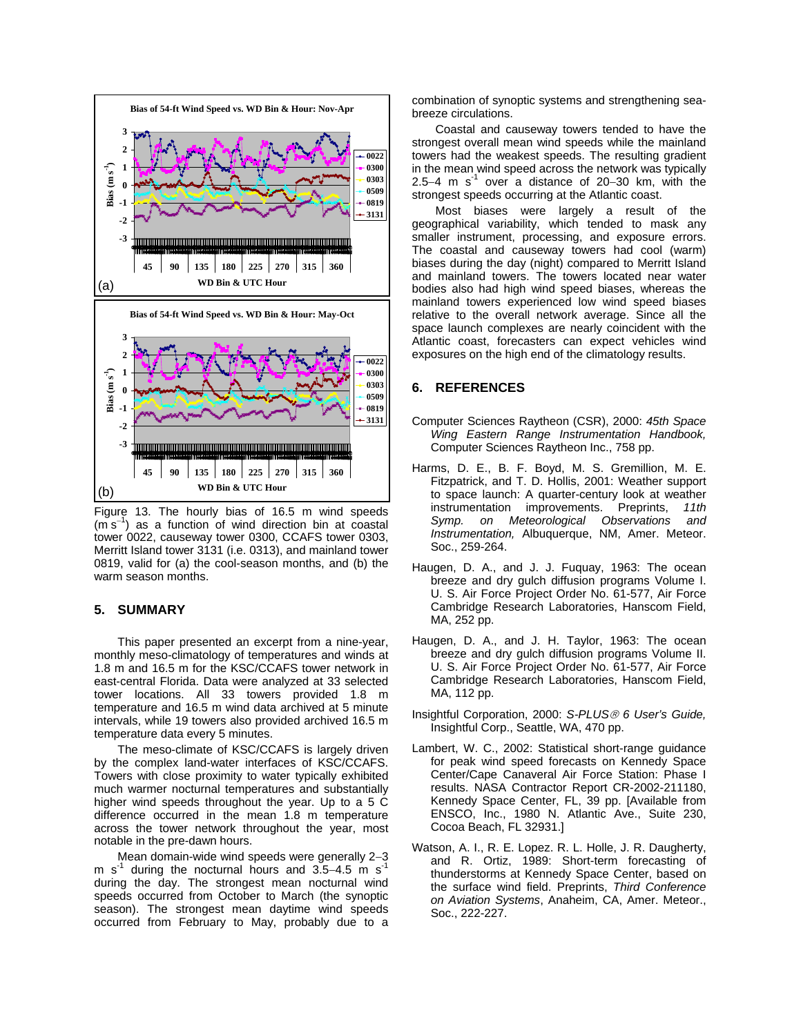Bias of 54-ft Wind Speed vs. WD Bin & Hour: Nov-Apr

Bias (m s$^{-1}$)

3
2
1
0
-1
-2
-3

45 90 135 180 225 270 315 360

WD Bin & UTC Hour

0022
0300
0303
0509
0819
3131

(a)

Bias of 54-ft Wind Speed vs. WD Bin & Hour: May-Oct

Bias (m s$^{-1}$)

3
2
1
0
-1
-2
-3

45 90 135 180 225 270 315 360

WD Bin & UTC Hour

0022
0300
0303
0509
0819
3131

(b)

Figure 13. The hourly bias of 16.5 m wind speeds (m s$^{-1}$) as a function of wind direction bin at coastal tower 0022, causeway tower 0300, CCAFS tower 0303, Merritt Island tower 3131 (i.e. 0313), and mainland tower 0819, valid for (a) the cool-season months, and (b) the warm season months.

## 5. SUMMARY

This paper presented an excerpt from a nine-year, monthly meso-climatology of temperatures and winds at 1.8 m and 16.5 m for the KSC/CCAFS tower network in east-central Florida. Data were analyzed at 33 selected tower locations. All 33 towers provided 1.8 m temperature and 16.5 m wind data archived at 5 minute intervals, while 19 towers also provided archived 16.5 m temperature data every 5 minutes.

The meso-climate of KSC/CCAFS is largely driven by the complex land-water interfaces of KSC/CCAFS. Towers with close proximity to water typically exhibited much warmer nocturnal temperatures and substantially higher wind speeds throughout the year. Up to a 5 C difference occurred in the mean 1.8 m temperature across the tower network throughout the year, most notable in the pre-dawn hours.

Mean domain-wide wind speeds were generally 2–3 m s$^{-1}$ during the nocturnal hours and 3.5–4.5 m s$^{-1}$ during the day. The strongest mean nocturnal wind speeds occurred from October to March (the synoptic season). The strongest mean daytime wind speeds occurred from February to May, probably due to a combination of synoptic systems and strengthening sea-breeze circulations.

Coastal and causeway towers tended to have the strongest overall mean wind speeds while the mainland towers had the weakest speeds. The resulting gradient in the mean wind speed across the network was typically 2.5–4 m s$^{-1}$ over a distance of 20–30 km, with the strongest speeds occurring at the Atlantic coast.

Most biases were largely a result of the geographical variability, which tended to mask any smaller instrument, processing, and exposure errors. The coastal and causeway towers had cool (warm) biases during the day (night) compared to Merritt Island and mainland towers. The towers located near water bodies also had high wind speed biases, whereas the mainland towers experienced low wind speed biases relative to the overall network average. Since all the space launch complexes are nearly coincident with the Atlantic coast, forecasters can expect vehicles wind exposures on the high end of the climatology results.

## 6. REFERENCES

Computer Sciences Raytheon (CSR), 2000: *45th Space Wing Eastern Range Instrumentation Handbook,* Computer Sciences Raytheon Inc., 758 pp.

Harms, D. E., B. F. Boyd, M. S. Gremillion, M. E. Fitzpatrick, and T. D. Hollis, 2001: Weather support to space launch: A quarter-century look at weather instrumentation improvements. Preprints, *11th Symp. on Meteorological Observations and Instrumentation,* Albuquerque, NM, Amer. Meteor. Soc., 259-264.

Haugen, D. A., and J. J. Fuquay, 1963: The ocean breeze and dry gulch diffusion programs Volume I. U. S. Air Force Project Order No. 61-577, Air Force Cambridge Research Laboratories, Hanscom Field, MA, 252 pp.

Haugen, D. A., and J. H. Taylor, 1963: The ocean breeze and dry gulch diffusion programs Volume II. U. S. Air Force Project Order No. 61-577, Air Force Cambridge Research Laboratories, Hanscom Field, MA, 112 pp.

Insightful Corporation, 2000: *S-PLUS® 6 User's Guide,* Insightful Corp., Seattle, WA, 470 pp.

Lambert, W. C., 2002: Statistical short-range guidance for peak wind speed forecasts on Kennedy Space Center/Cape Canaveral Air Force Station: Phase I results. NASA Contractor Report CR-2002-211180, Kennedy Space Center, FL, 39 pp. [Available from ENSCO, Inc., 1980 N. Atlantic Ave., Suite 230, Cocoa Beach, FL 32931.]

Watson, A. I., R. E. Lopez. R. L. Holle, J. R. Daugherty, and R. Ortiz, 1989: Short-term forecasting of thunderstorms at Kennedy Space Center, based on the surface wind field. Preprints, *Third Conference on Aviation Systems*, Anaheim, CA, Amer. Meteor., Soc., 222-227.